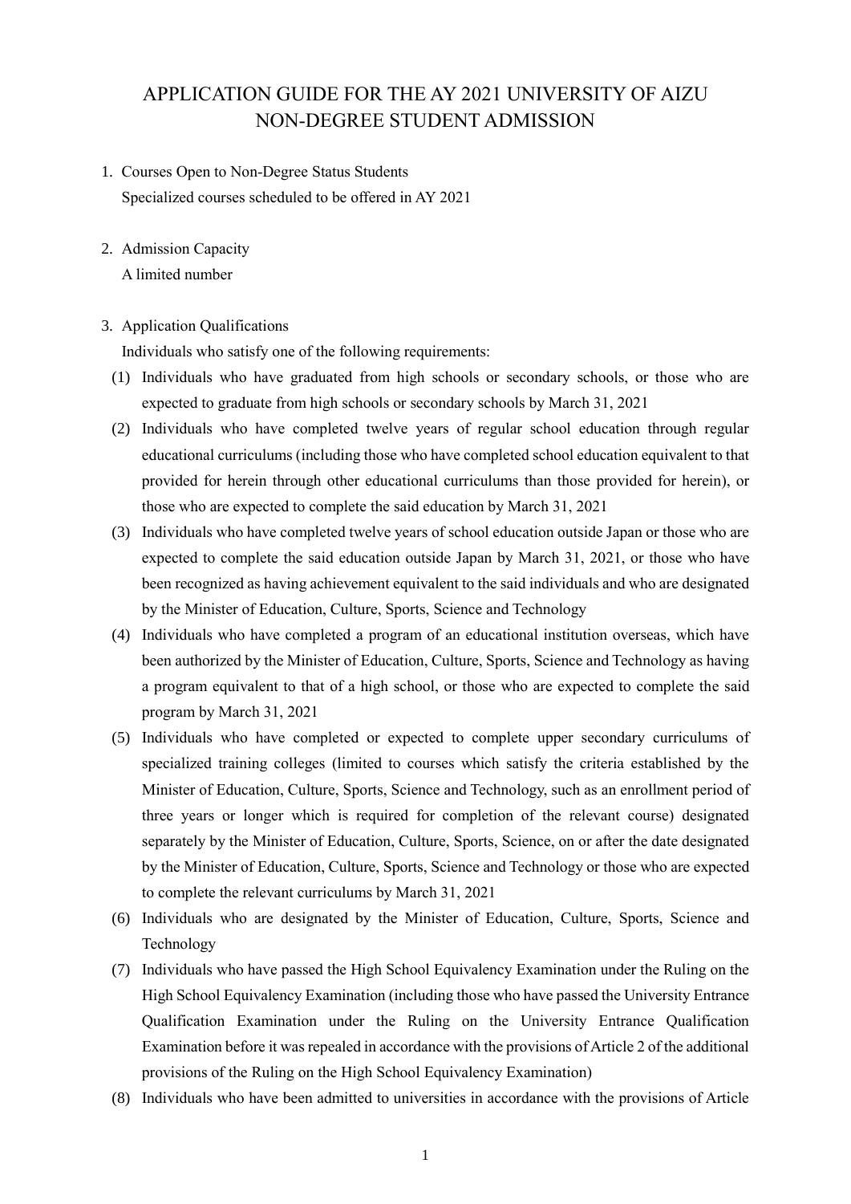# APPLICATION GUIDE FOR THE AY 2021 UNIVERSITY OF AIZU NON-DEGREE STUDENT ADMISSION

1. Courses Open to Non-Degree Status Students
   Specialized courses scheduled to be offered in AY 2021

2. Admission Capacity
   A limited number

3. Application Qualifications
   Individuals who satisfy one of the following requirements:
   (1) Individuals who have graduated from high schools or secondary schools, or those who are expected to graduate from high schools or secondary schools by March 31, 2021
   (2) Individuals who have completed twelve years of regular school education through regular educational curriculums (including those who have completed school education equivalent to that provided for herein through other educational curriculums than those provided for herein), or those who are expected to complete the said education by March 31, 2021
   (3) Individuals who have completed twelve years of school education outside Japan or those who are expected to complete the said education outside Japan by March 31, 2021, or those who have been recognized as having achievement equivalent to the said individuals and who are designated by the Minister of Education, Culture, Sports, Science and Technology
   (4) Individuals who have completed a program of an educational institution overseas, which have been authorized by the Minister of Education, Culture, Sports, Science and Technology as having a program equivalent to that of a high school, or those who are expected to complete the said program by March 31, 2021
   (5) Individuals who have completed or expected to complete upper secondary curriculums of specialized training colleges (limited to courses which satisfy the criteria established by the Minister of Education, Culture, Sports, Science and Technology, such as an enrollment period of three years or longer which is required for completion of the relevant course) designated separately by the Minister of Education, Culture, Sports, Science, on or after the date designated by the Minister of Education, Culture, Sports, Science and Technology or those who are expected to complete the relevant curriculums by March 31, 2021
   (6) Individuals who are designated by the Minister of Education, Culture, Sports, Science and Technology
   (7) Individuals who have passed the High School Equivalency Examination under the Ruling on the High School Equivalency Examination (including those who have passed the University Entrance Qualification Examination under the Ruling on the University Entrance Qualification Examination before it was repealed in accordance with the provisions of Article 2 of the additional provisions of the Ruling on the High School Equivalency Examination)
   (8) Individuals who have been admitted to universities in accordance with the provisions of Article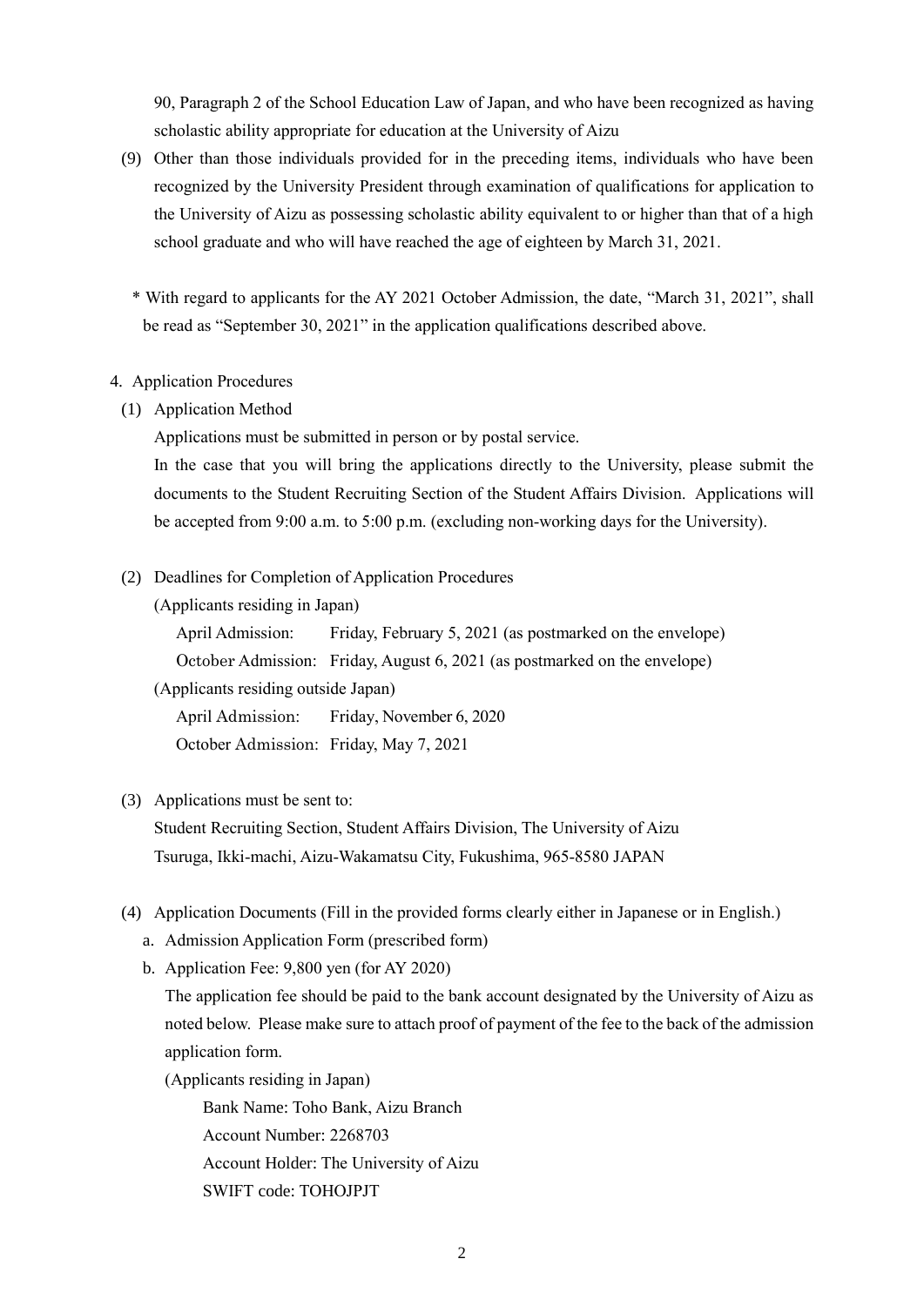90, Paragraph 2 of the School Education Law of Japan, and who have been recognized as having scholastic ability appropriate for education at the University of Aizu

(9) Other than those individuals provided for in the preceding items, individuals who have been recognized by the University President through examination of qualifications for application to the University of Aizu as possessing scholastic ability equivalent to or higher than that of a high school graduate and who will have reached the age of eighteen by March 31, 2021.

\* With regard to applicants for the AY 2021 October Admission, the date, “March 31, 2021”, shall be read as “September 30, 2021” in the application qualifications described above.

4. Application Procedures

(1) Application Method

Applications must be submitted in person or by postal service.

In the case that you will bring the applications directly to the University, please submit the documents to the Student Recruiting Section of the Student Affairs Division. Applications will be accepted from 9:00 a.m. to 5:00 p.m. (excluding non-working days for the University).

(2) Deadlines for Completion of Application Procedures

(Applicants residing in Japan)

April Admission: Friday, February 5, 2021 (as postmarked on the envelope)

October Admission: Friday, August 6, 2021 (as postmarked on the envelope)

(Applicants residing outside Japan)

April Admission: Friday, November 6, 2020

October Admission: Friday, May 7, 2021

(3) Applications must be sent to:

Student Recruiting Section, Student Affairs Division, The University of Aizu

Tsuruga, Ikki-machi, Aizu-Wakamatsu City, Fukushima, 965-8580 JAPAN

(4) Application Documents (Fill in the provided forms clearly either in Japanese or in English.)

a. Admission Application Form (prescribed form)

b. Application Fee: 9,800 yen (for AY 2020)

The application fee should be paid to the bank account designated by the University of Aizu as noted below. Please make sure to attach proof of payment of the fee to the back of the admission application form.

(Applicants residing in Japan)

Bank Name: Toho Bank, Aizu Branch

Account Number: 2268703

Account Holder: The University of Aizu

SWIFT code: TOHOJPJT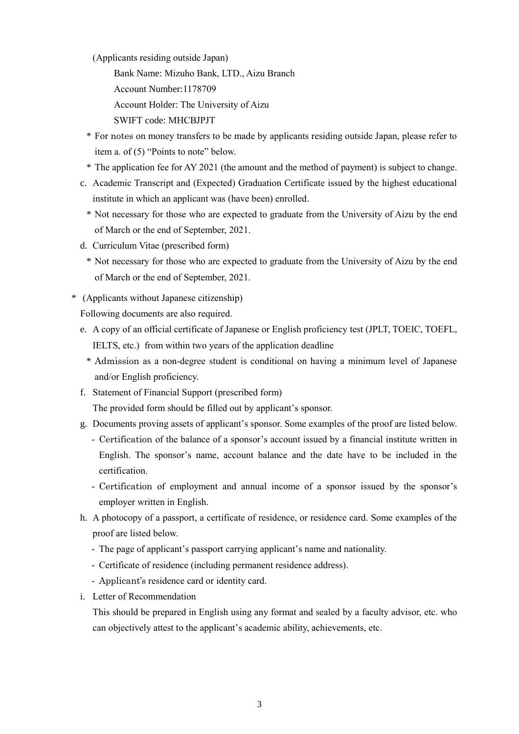(Applicants residing outside Japan)

Bank Name: Mizuho Bank, LTD., Aizu Branch

Account Number:1178709

Account Holder: The University of Aizu

SWIFT code: MHCBJPJT

\* For notes on money transfers to be made by applicants residing outside Japan, please refer to item a. of (5) "Points to note" below.

\* The application fee for AY 2021 (the amount and the method of payment) is subject to change.

c. Academic Transcript and (Expected) Graduation Certificate issued by the highest educational institute in which an applicant was (have been) enrolled.

\* Not necessary for those who are expected to graduate from the University of Aizu by the end of March or the end of September, 2021.

d. Curriculum Vitae (prescribed form)

\* Not necessary for those who are expected to graduate from the University of Aizu by the end of March or the end of September, 2021.

\* (Applicants without Japanese citizenship)

Following documents are also required.

e. A copy of an official certificate of Japanese or English proficiency test (JPLT, TOEIC, TOEFL, IELTS, etc.) from within two years of the application deadline

\* Admission as a non-degree student is conditional on having a minimum level of Japanese and/or English proficiency.

f. Statement of Financial Support (prescribed form)

The provided form should be filled out by applicant's sponsor.

g. Documents proving assets of applicant's sponsor. Some examples of the proof are listed below.

- Certification of the balance of a sponsor's account issued by a financial institute written in English. The sponsor's name, account balance and the date have to be included in the certification.
- Certification of employment and annual income of a sponsor issued by the sponsor's employer written in English.

h. A photocopy of a passport, a certificate of residence, or residence card. Some examples of the proof are listed below.

- The page of applicant's passport carrying applicant's name and nationality.
- Certificate of residence (including permanent residence address).
- Applicant's residence card or identity card.

i. Letter of Recommendation

This should be prepared in English using any format and sealed by a faculty advisor, etc. who can objectively attest to the applicant's academic ability, achievements, etc.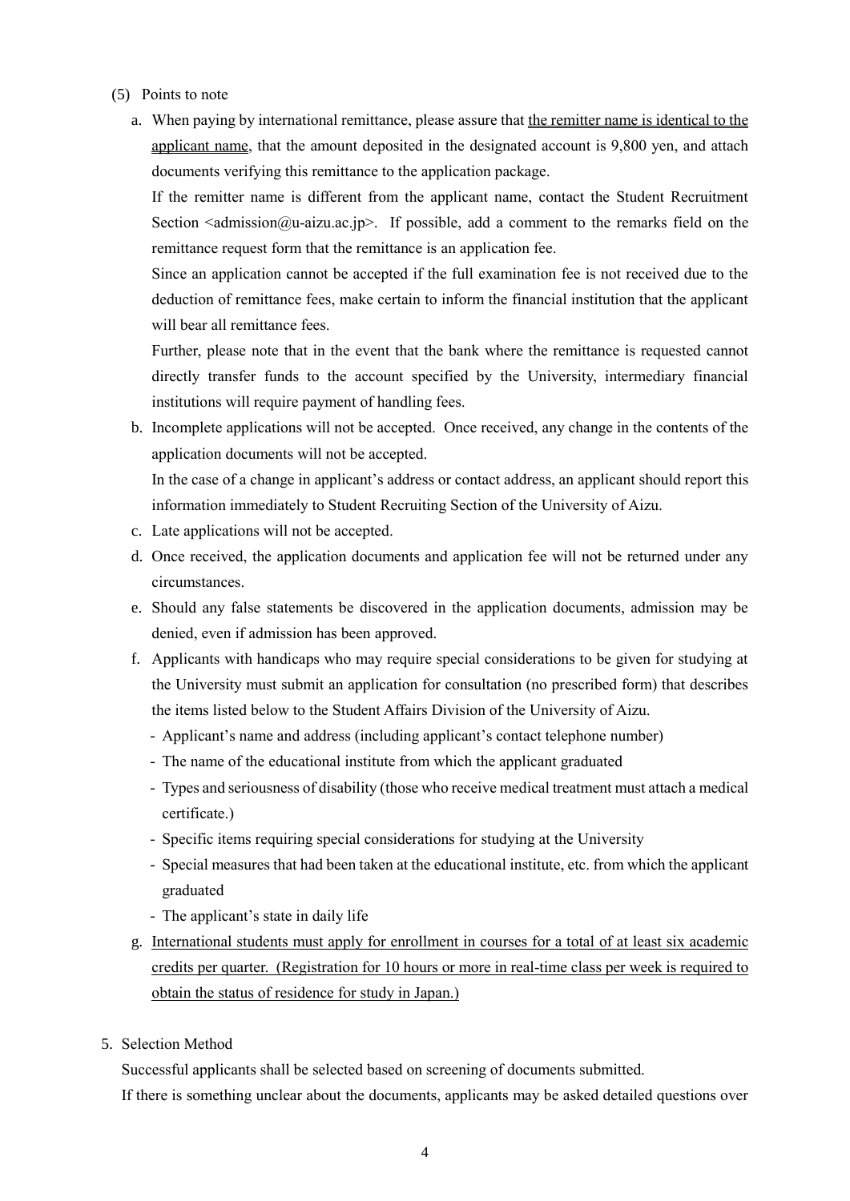(5) Points to note

a. When paying by international remittance, please assure that <u>the remitter name is identical to the applicant name</u>, that the amount deposited in the designated account is 9,800 yen, and attach documents verifying this remittance to the application package.

   If the remitter name is different from the applicant name, contact the Student Recruitment Section <admission@u-aizu.ac.jp>. If possible, add a comment to the remarks field on the remittance request form that the remittance is an application fee.

   Since an application cannot be accepted if the full examination fee is not received due to the deduction of remittance fees, make certain to inform the financial institution that the applicant will bear all remittance fees.

   Further, please note that in the event that the bank where the remittance is requested cannot directly transfer funds to the account specified by the University, intermediary financial institutions will require payment of handling fees.

b. Incomplete applications will not be accepted. Once received, any change in the contents of the application documents will not be accepted.

   In the case of a change in applicant's address or contact address, an applicant should report this information immediately to Student Recruiting Section of the University of Aizu.

c. Late applications will not be accepted.

d. Once received, the application documents and application fee will not be returned under any circumstances.

e. Should any false statements be discovered in the application documents, admission may be denied, even if admission has been approved.

f. Applicants with handicaps who may require special considerations to be given for studying at the University must submit an application for consultation (no prescribed form) that describes the items listed below to the Student Affairs Division of the University of Aizu.
   - Applicant's name and address (including applicant's contact telephone number)
   - The name of the educational institute from which the applicant graduated
   - Types and seriousness of disability (those who receive medical treatment must attach a medical certificate.)
   - Specific items requiring special considerations for studying at the University
   - Special measures that had been taken at the educational institute, etc. from which the applicant graduated
   - The applicant's state in daily life

g. <u>International students must apply for enrollment in courses for a total of at least six academic credits per quarter. (Registration for 10 hours or more in real-time class per week is required to obtain the status of residence for study in Japan.)</u>

5. Selection Method

   Successful applicants shall be selected based on screening of documents submitted.

   If there is something unclear about the documents, applicants may be asked detailed questions over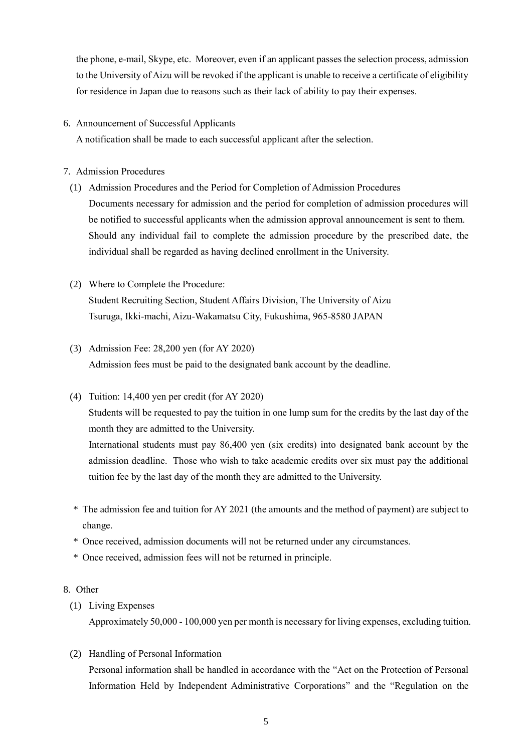the phone, e-mail, Skype, etc. Moreover, even if an applicant passes the selection process, admission to the University of Aizu will be revoked if the applicant is unable to receive a certificate of eligibility for residence in Japan due to reasons such as their lack of ability to pay their expenses.

## 6. Announcement of Successful Applicants

A notification shall be made to each successful applicant after the selection.

## 7. Admission Procedures

### (1) Admission Procedures and the Period for Completion of Admission Procedures

Documents necessary for admission and the period for completion of admission procedures will be notified to successful applicants when the admission approval announcement is sent to them. Should any individual fail to complete the admission procedure by the prescribed date, the individual shall be regarded as having declined enrollment in the University.

### (2) Where to Complete the Procedure:

Student Recruiting Section, Student Affairs Division, The University of Aizu
Tsuruga, Ikki-machi, Aizu-Wakamatsu City, Fukushima, 965-8580 JAPAN

### (3) Admission Fee: 28,200 yen (for AY 2020)

Admission fees must be paid to the designated bank account by the deadline.

### (4) Tuition: 14,400 yen per credit (for AY 2020)

Students will be requested to pay the tuition in one lump sum for the credits by the last day of the month they are admitted to the University.

International students must pay 86,400 yen (six credits) into designated bank account by the admission deadline. Those who wish to take academic credits over six must pay the additional tuition fee by the last day of the month they are admitted to the University.

\* The admission fee and tuition for AY 2021 (the amounts and the method of payment) are subject to change.
\* Once received, admission documents will not be returned under any circumstances.
\* Once received, admission fees will not be returned in principle.

## 8. Other

### (1) Living Expenses

Approximately 50,000 - 100,000 yen per month is necessary for living expenses, excluding tuition.

### (2) Handling of Personal Information

Personal information shall be handled in accordance with the "Act on the Protection of Personal Information Held by Independent Administrative Corporations" and the "Regulation on the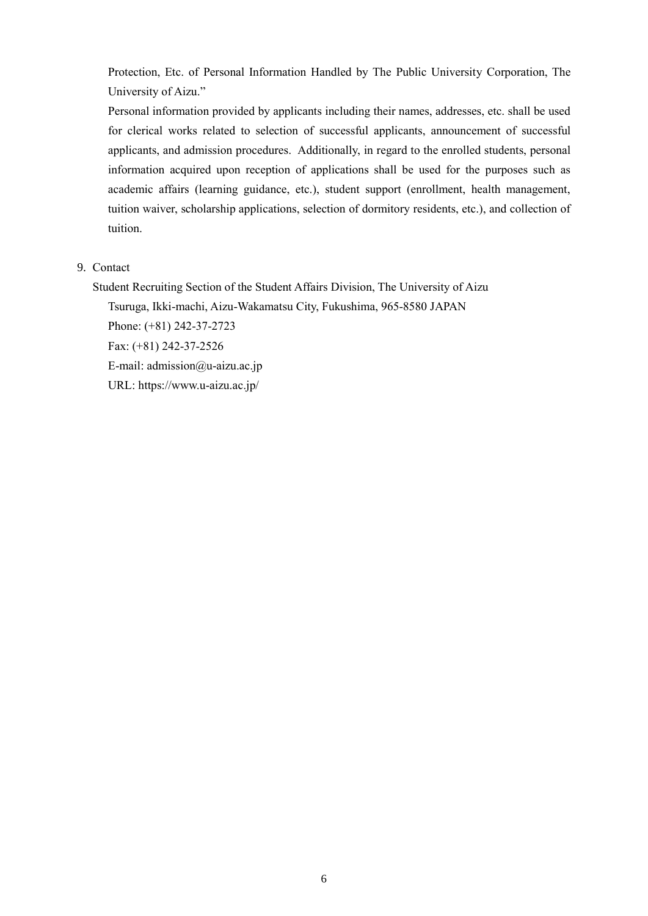Protection, Etc. of Personal Information Handled by The Public University Corporation, The University of Aizu."

Personal information provided by applicants including their names, addresses, etc. shall be used for clerical works related to selection of successful applicants, announcement of successful applicants, and admission procedures. Additionally, in regard to the enrolled students, personal information acquired upon reception of applications shall be used for the purposes such as academic affairs (learning guidance, etc.), student support (enrollment, health management, tuition waiver, scholarship applications, selection of dormitory residents, etc.), and collection of tuition.

9. Contact

Student Recruiting Section of the Student Affairs Division, The University of Aizu

Tsuruga, Ikki-machi, Aizu-Wakamatsu City, Fukushima, 965-8580 JAPAN

Phone: (+81) 242-37-2723

Fax: (+81) 242-37-2526

E-mail: admission@u-aizu.ac.jp

URL: https://www.u-aizu.ac.jp/